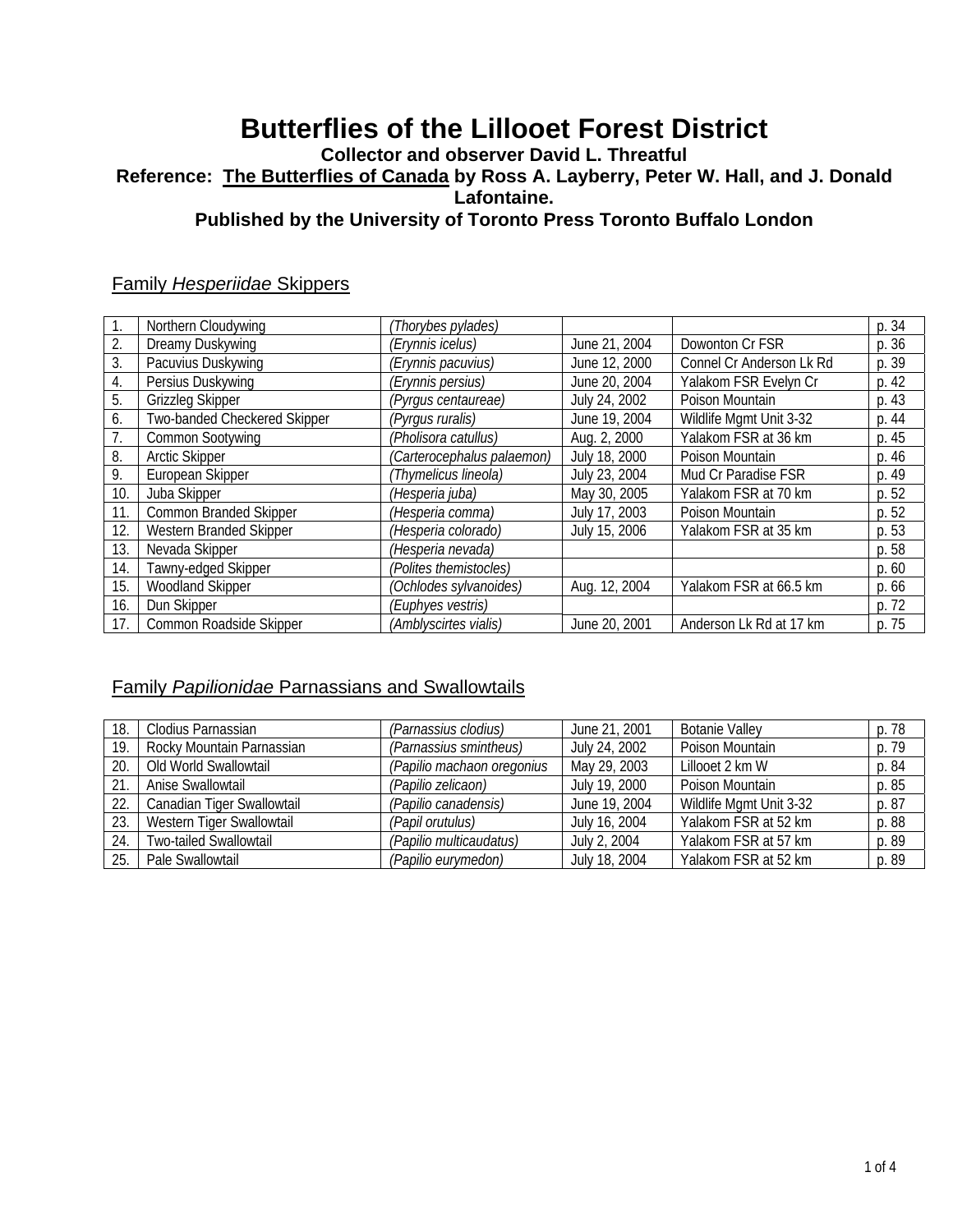# Butterflies of the Lillooet Forest District

**Collector and observer David L. Threatful**

**Reference: The Butterflies of Canada by Ross A. Layberry, Peter W. Hall, and J. Donald Lafontaine.**

**Published by the University of Toronto Press Toronto Buffalo London**

## Family *Hesperiidae* Skippers

| | | | | | |
|---|---|---|---|---|---|
| 1. | Northern Cloudywing | *(Thorybes pylades)* | | | p. 34 |
| 2. | Dreamy Duskywing | *(Erynnis icelus)* | June 21, 2004 | Dowonton Cr FSR | p. 36 |
| 3. | Pacuvius Duskywing | *(Erynnis pacuvius)* | June 12, 2000 | Connel Cr Anderson Lk Rd | p. 39 |
| 4. | Persius Duskywing | *(Erynnis persius)* | June 20, 2004 | Yalakom FSR Evelyn Cr | p. 42 |
| 5. | Grizzleg Skipper | *(Pyrgus centaureae)* | July 24, 2002 | Poison Mountain | p. 43 |
| 6. | Two-banded Checkered Skipper | *(Pyrgus ruralis)* | June 19, 2004 | Wildlife Mgmt Unit 3-32 | p. 44 |
| 7. | Common Sootywing | *(Pholisora catullus)* | Aug. 2, 2000 | Yalakom FSR at 36 km | p. 45 |
| 8. | Arctic Skipper | *(Carterocephalus palaemon)* | July 18, 2000 | Poison Mountain | p. 46 |
| 9. | European Skipper | *(Thymelicus lineola)* | July 23, 2004 | Mud Cr Paradise FSR | p. 49 |
| 10. | Juba Skipper | *(Hesperia juba)* | May 30, 2005 | Yalakom FSR at 70 km | p. 52 |
| 11. | Common Branded Skipper | *(Hesperia comma)* | July 17, 2003 | Poison Mountain | p. 52 |
| 12. | Western Branded Skipper | *(Hesperia colorado)* | July 15, 2006 | Yalakom FSR at 35 km | p. 53 |
| 13. | Nevada Skipper | *(Hesperia nevada)* | | | p. 58 |
| 14. | Tawny-edged Skipper | *(Polites themistocles)* | | | p. 60 |
| 15. | Woodland Skipper | *(Ochlodes sylvanoides)* | Aug. 12, 2004 | Yalakom FSR at 66.5 km | p. 66 |
| 16. | Dun Skipper | *(Euphyes vestris)* | | | p. 72 |
| 17. | Common Roadside Skipper | *(Amblyscirtes vialis)* | June 20, 2001 | Anderson Lk Rd at 17 km | p. 75 |

## Family *Papilionidae* Parnassians and Swallowtails

| | | | | | |
|---|---|---|---|---|---|
| 18. | Clodius Parnassian | *(Parnassius clodius)* | June 21, 2001 | Botanie Valley | p. 78 |
| 19. | Rocky Mountain Parnassian | *(Parnassius smintheus)* | July 24, 2002 | Poison Mountain | p. 79 |
| 20. | Old World Swallowtail | *(Papilio machaon oregonius* | May 29, 2003 | Lillooet 2 km W | p. 84 |
| 21. | Anise Swallowtail | *(Papilio zelicaon)* | July 19, 2000 | Poison Mountain | p. 85 |
| 22. | Canadian Tiger Swallowtail | *(Papilio canadensis)* | June 19, 2004 | Wildlife Mgmt Unit 3-32 | p. 87 |
| 23. | Western Tiger Swallowtail | *(Papil orutulus)* | July 16, 2004 | Yalakom FSR at 52 km | p. 88 |
| 24. | Two-tailed Swallowtail | *(Papilio multicaudatus)* | July 2, 2004 | Yalakom FSR at 57 km | p. 89 |
| 25. | Pale Swallowtail | *(Papilio eurymedon)* | July 18, 2004 | Yalakom FSR at 52 km | p. 89 |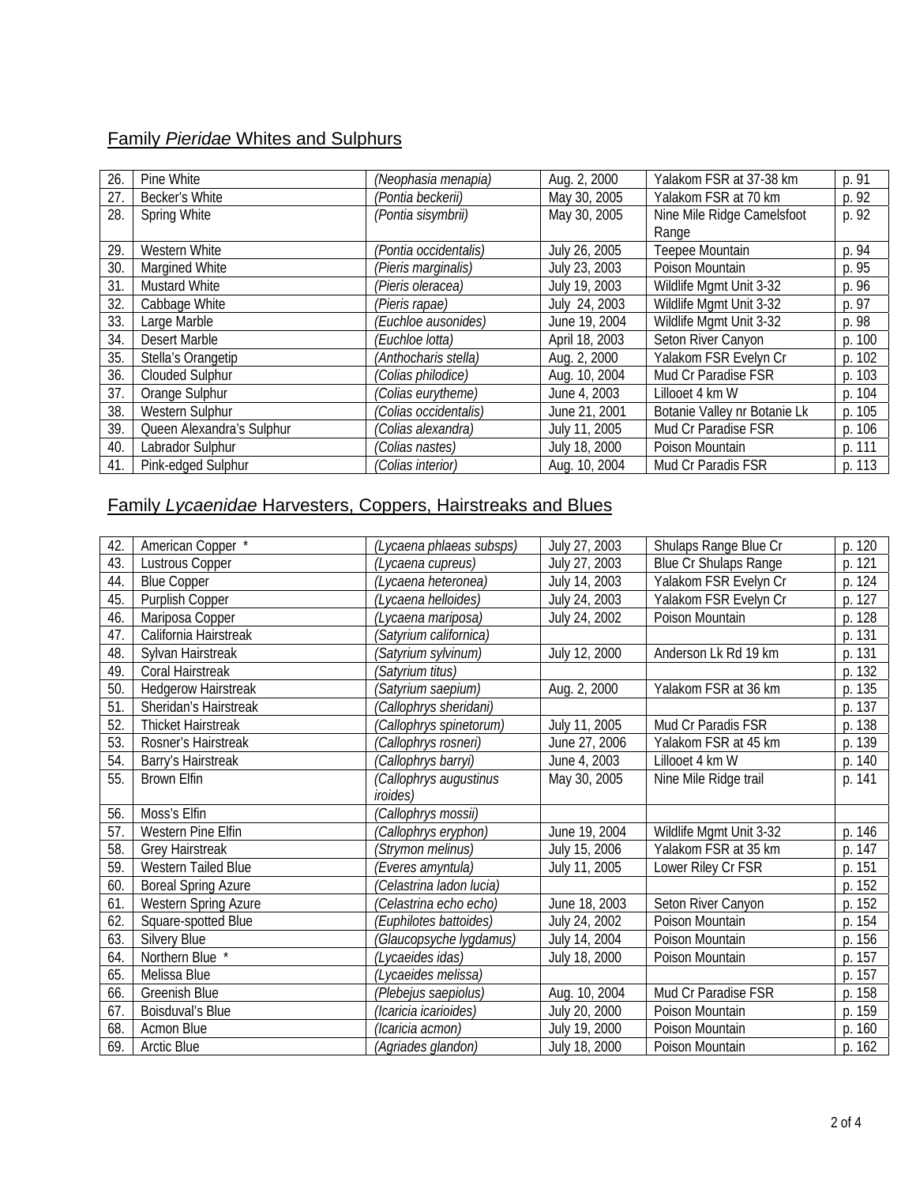## Family *Pieridae* Whites and Sulphurs

| | | | | | |
|---|---|---|---|---|---|
| 26. | Pine White | *(Neophasia menapia)* | Aug. 2, 2000 | Yalakom FSR at 37-38 km | p. 91 |
| 27. | Becker's White | *(Pontia beckerii)* | May 30, 2005 | Yalakom FSR at 70 km | p. 92 |
| 28. | Spring White | *(Pontia sisymbrii)* | May 30, 2005 | Nine Mile Ridge Camelsfoot Range | p. 92 |
| 29. | Western White | *(Pontia occidentalis)* | July 26, 2005 | Teepee Mountain | p. 94 |
| 30. | Margined White | *(Pieris marginalis)* | July 23, 2003 | Poison Mountain | p. 95 |
| 31. | Mustard White | *(Pieris oleracea)* | July 19, 2003 | Wildlife Mgmt Unit 3-32 | p. 96 |
| 32. | Cabbage White | *(Pieris rapae)* | July 24, 2003 | Wildlife Mgmt Unit 3-32 | p. 97 |
| 33. | Large Marble | *(Euchloe ausonides)* | June 19, 2004 | Wildlife Mgmt Unit 3-32 | p. 98 |
| 34. | Desert Marble | *(Euchloe lotta)* | April 18, 2003 | Seton River Canyon | p. 100 |
| 35. | Stella's Orangetip | *(Anthocharis stella)* | Aug. 2, 2000 | Yalakom FSR Evelyn Cr | p. 102 |
| 36. | Clouded Sulphur | *(Colias philodice)* | Aug. 10, 2004 | Mud Cr Paradise FSR | p. 103 |
| 37. | Orange Sulphur | *(Colias eurytheme)* | June 4, 2003 | Lillooet 4 km W | p. 104 |
| 38. | Western Sulphur | *(Colias occidentalis)* | June 21, 2001 | Botanie Valley nr Botanie Lk | p. 105 |
| 39. | Queen Alexandra's Sulphur | *(Colias alexandra)* | July 11, 2005 | Mud Cr Paradise FSR | p. 106 |
| 40. | Labrador Sulphur | *(Colias nastes)* | July 18, 2000 | Poison Mountain | p. 111 |
| 41. | Pink-edged Sulphur | *(Colias interior)* | Aug. 10, 2004 | Mud Cr Paradis FSR | p. 113 |

## Family *Lycaenidae* Harvesters, Coppers, Hairstreaks and Blues

| | | | | | |
|---|---|---|---|---|---|
| 42. | American Copper * | *(Lycaena phlaeas subsps)* | July 27, 2003 | Shulaps Range Blue Cr | p. 120 |
| 43. | Lustrous Copper | *(Lycaena cupreus)* | July 27, 2003 | Blue Cr Shulaps Range | p. 121 |
| 44. | Blue Copper | *(Lycaena heteronea)* | July 14, 2003 | Yalakom FSR Evelyn Cr | p. 124 |
| 45. | Purplish Copper | *(Lycaena helloides)* | July 24, 2003 | Yalakom FSR Evelyn Cr | p. 127 |
| 46. | Mariposa Copper | *(Lycaena mariposa)* | July 24, 2002 | Poison Mountain | p. 128 |
| 47. | California Hairstreak | *(Satyrium californica)* | | | p. 131 |
| 48. | Sylvan Hairstreak | *(Satyrium sylvinum)* | July 12, 2000 | Anderson Lk Rd 19 km | p. 131 |
| 49. | Coral Hairstreak | *(Satyrium titus)* | | | p. 132 |
| 50. | Hedgerow Hairstreak | *(Satyrium saepium)* | Aug. 2, 2000 | Yalakom FSR at 36 km | p. 135 |
| 51. | Sheridan's Hairstreak | *(Callophrys sheridani)* | | | p. 137 |
| 52. | Thicket Hairstreak | *(Callophrys spinetorum)* | July 11, 2005 | Mud Cr Paradis FSR | p. 138 |
| 53. | Rosner's Hairstreak | *(Callophrys rosneri)* | June 27, 2006 | Yalakom FSR at 45 km | p. 139 |
| 54. | Barry's Hairstreak | *(Callophrys barryi)* | June 4, 2003 | Lillooet 4 km W | p. 140 |
| 55. | Brown Elfin | *(Callophrys augustinus iroides)* | May 30, 2005 | Nine Mile Ridge trail | p. 141 |
| 56. | Moss's Elfin | *(Callophrys mossii)* | | | |
| 57. | Western Pine Elfin | *(Callophrys eryphon)* | June 19, 2004 | Wildlife Mgmt Unit 3-32 | p. 146 |
| 58. | Grey Hairstreak | *(Strymon melinus)* | July 15, 2006 | Yalakom FSR at 35 km | p. 147 |
| 59. | Western Tailed Blue | *(Everes amyntula)* | July 11, 2005 | Lower Riley Cr FSR | p. 151 |
| 60. | Boreal Spring Azure | *(Celastrina ladon lucia)* | | | p. 152 |
| 61. | Western Spring Azure | *(Celastrina echo echo)* | June 18, 2003 | Seton River Canyon | p. 152 |
| 62. | Square-spotted Blue | *(Euphilotes battoides)* | July 24, 2002 | Poison Mountain | p. 154 |
| 63. | Silvery Blue | *(Glaucopsyche lygdamus)* | July 14, 2004 | Poison Mountain | p. 156 |
| 64. | Northern Blue * | *(Lycaeides idas)* | July 18, 2000 | Poison Mountain | p. 157 |
| 65. | Melissa Blue | *(Lycaeides melissa)* | | | p. 157 |
| 66. | Greenish Blue | *(Plebejus saepiolus)* | Aug. 10, 2004 | Mud Cr Paradise FSR | p. 158 |
| 67. | Boisduval's Blue | *(Icaricia icarioides)* | July 20, 2000 | Poison Mountain | p. 159 |
| 68. | Acmon Blue | *(Icaricia acmon)* | July 19, 2000 | Poison Mountain | p. 160 |
| 69. | Arctic Blue | *(Agriades glandon)* | July 18, 2000 | Poison Mountain | p. 162 |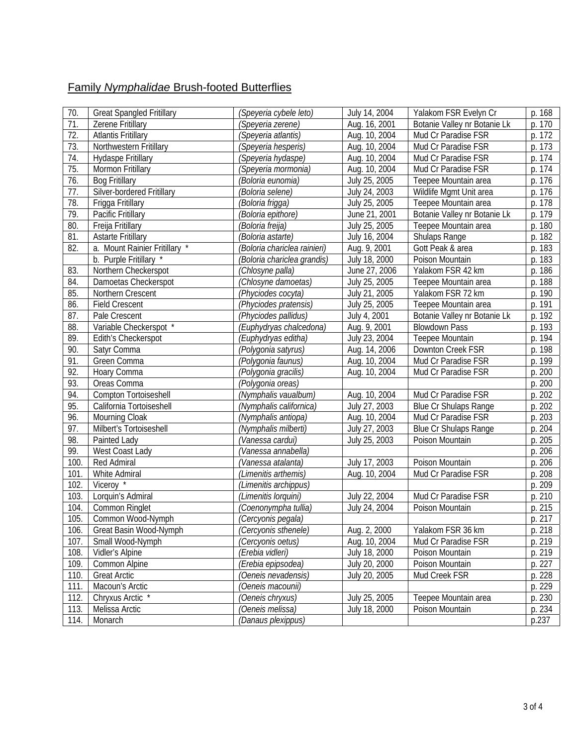## Family *Nymphalidae* Brush-footed Butterflies

| | | | | | |
|---|---|---|---|---|---|
| 70. | Great Spangled Fritillary | *(Speyeria cybele leto)* | July 14, 2004 | Yalakom FSR Evelyn Cr | p. 168 |
| 71. | Zerene Fritillary | *(Speyeria zerene)* | Aug. 16, 2001 | Botanie Valley nr Botanie Lk | p. 170 |
| 72. | Atlantis Fritillary | *(Speyeria atlantis)* | Aug. 10, 2004 | Mud Cr Paradise FSR | p. 172 |
| 73. | Northwestern Fritillary | *(Speyeria hesperis)* | Aug. 10, 2004 | Mud Cr Paradise FSR | p. 173 |
| 74. | Hydaspe Fritillary | *(Speyeria hydaspe)* | Aug. 10, 2004 | Mud Cr Paradise FSR | p. 174 |
| 75. | Mormon Fritillary | *(Speyeria mormonia)* | Aug. 10, 2004 | Mud Cr Paradise FSR | p. 174 |
| 76. | Bog Fritillary | *(Boloria eunomia)* | July 25, 2005 | Teepee Mountain area | p. 176 |
| 77. | Silver-bordered Fritillary | *(Boloria selene)* | July 24, 2003 | Wildlife Mgmt Unit area | p. 176 |
| 78. | Frigga Fritillary | *(Boloria frigga)* | July 25, 2005 | Teepee Mountain area | p. 178 |
| 79. | Pacific Fritillary | *(Boloria epithore)* | June 21, 2001 | Botanie Valley nr Botanie Lk | p. 179 |
| 80. | Freija Fritillary | *(Boloria freija)* | July 25, 2005 | Teepee Mountain area | p. 180 |
| 81. | Astarte Fritillary | *(Boloria astarte)* | July 16, 2004 | Shulaps Range | p. 182 |
| 82. | a. Mount Rainier Fritillary * | *(Boloria chariclea rainieri)* | Aug. 9, 2001 | Gott Peak & area | p. 183 |
| | b. Purple Fritillary * | *(Boloria chariclea grandis)* | July 18, 2000 | Poison Mountain | p. 183 |
| 83. | Northern Checkerspot | *(Chlosyne palla)* | June 27, 2006 | Yalakom FSR 42 km | p. 186 |
| 84. | Damoetas Checkerspot | *(Chlosyne damoetas)* | July 25, 2005 | Teepee Mountain area | p. 188 |
| 85. | Northern Crescent | *(Phyciodes cocyta)* | July 21, 2005 | Yalakom FSR 72 km | p. 190 |
| 86. | Field Crescent | *(Phyciodes pratensis)* | July 25, 2005 | Teepee Mountain area | p. 191 |
| 87. | Pale Crescent | *(Phyciodes pallidus)* | July 4, 2001 | Botanie Valley nr Botanie Lk | p. 192 |
| 88. | Variable Checkerspot * | *(Euphydryas chalcedona)* | Aug. 9, 2001 | Blowdown Pass | p. 193 |
| 89. | Edith's Checkerspot | *(Euphydryas editha)* | July 23, 2004 | Teepee Mountain | p. 194 |
| 90. | Satyr Comma | *(Polygonia satyrus)* | Aug. 14, 2006 | Downton Creek FSR | p. 198 |
| 91. | Green Comma | *(Polygonia faunus)* | Aug. 10, 2004 | Mud Cr Paradise FSR | p. 199 |
| 92. | Hoary Comma | *(Polygonia gracilis)* | Aug. 10, 2004 | Mud Cr Paradise FSR | p. 200 |
| 93. | Oreas Comma | *(Polygonia oreas)* | | | p. 200 |
| 94. | Compton Tortoiseshell | *(Nymphalis vaualbum)* | Aug. 10, 2004 | Mud Cr Paradise FSR | p. 202 |
| 95. | California Tortoiseshell | *(Nymphalis californica)* | July 27, 2003 | Blue Cr Shulaps Range | p. 202 |
| 96. | Mourning Cloak | *(Nymphalis antiopa)* | Aug. 10, 2004 | Mud Cr Paradise FSR | p. 203 |
| 97. | Milbert's Tortoiseshell | *(Nymphalis milberti)* | July 27, 2003 | Blue Cr Shulaps Range | p. 204 |
| 98. | Painted Lady | *(Vanessa cardui)* | July 25, 2003 | Poison Mountain | p. 205 |
| 99. | West Coast Lady | *(Vanessa annabella)* | | | p. 206 |
| 100. | Red Admiral | *(Vanessa atalanta)* | July 17, 2003 | Poison Mountain | p. 206 |
| 101. | White Admiral | *(Limenitis arthemis)* | Aug. 10, 2004 | Mud Cr Paradise FSR | p. 208 |
| 102. | Viceroy * | *(Limenitis archippus)* | | | p. 209 |
| 103. | Lorquin's Admiral | *(Limenitis lorquini)* | July 22, 2004 | Mud Cr Paradise FSR | p. 210 |
| 104. | Common Ringlet | *(Coenonympha tullia)* | July 24, 2004 | Poison Mountain | p. 215 |
| 105. | Common Wood-Nymph | *(Cercyonis pegala)* | | | p. 217 |
| 106. | Great Basin Wood-Nymph | *(Cercyonis sthenele)* | Aug. 2, 2000 | Yalakom FSR 36 km | p. 218 |
| 107. | Small Wood-Nymph | *(Cercyonis oetus)* | Aug. 10, 2004 | Mud Cr Paradise FSR | p. 219 |
| 108. | Vidler's Alpine | *(Erebia vidleri)* | July 18, 2000 | Poison Mountain | p. 219 |
| 109. | Common Alpine | *(Erebia epipsodea)* | July 20, 2000 | Poison Mountain | p. 227 |
| 110. | Great Arctic | *(Oeneis nevadensis)* | July 20, 2005 | Mud Creek FSR | p. 228 |
| 111. | Macoun's Arctic | *(Oeneis macounii)* | | | p. 229 |
| 112. | Chryxus Arctic * | *(Oeneis chryxus)* | July 25, 2005 | Teepee Mountain area | p. 230 |
| 113. | Melissa Arctic | *(Oeneis melissa)* | July 18, 2000 | Poison Mountain | p. 234 |
| 114. | Monarch | *(Danaus plexippus)* | | | p.237 |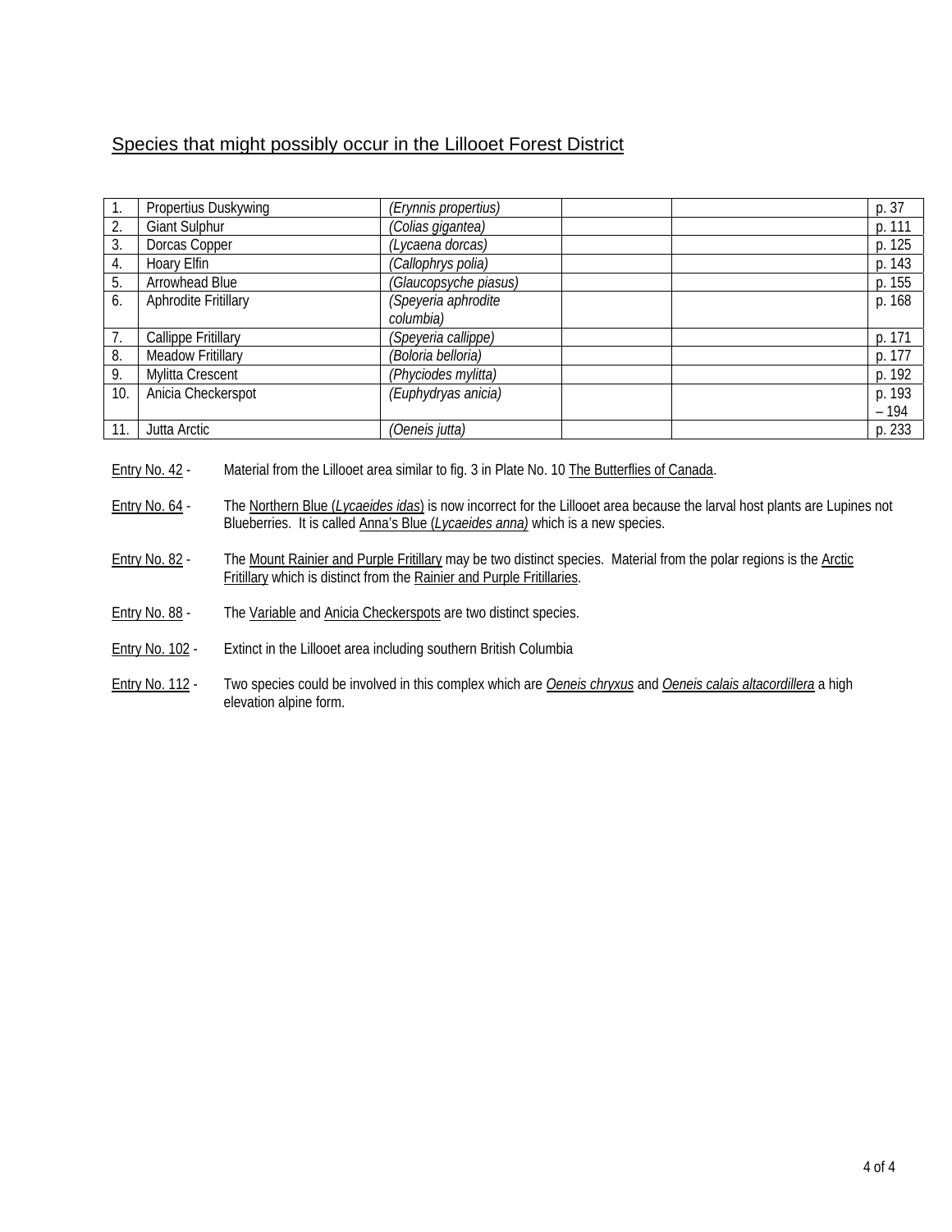## Species that might possibly occur in the Lillooet Forest District

| | | | | | |
|---|---|---|---|---|---|
| 1. | Propertius Duskywing | *(Erynnis propertius)* | | | p. 37 |
| 2. | Giant Sulphur | *(Colias gigantea)* | | | p. 111 |
| 3. | Dorcas Copper | *(Lycaena dorcas)* | | | p. 125 |
| 4. | Hoary Elfin | *(Callophrys polia)* | | | p. 143 |
| 5. | Arrowhead Blue | *(Glaucopsyche piasus)* | | | p. 155 |
| 6. | Aphrodite Fritillary | *(Speyeria aphrodite columbia)* | | | p. 168 |
| 7. | Callippe Fritillary | *(Speyeria callippe)* | | | p. 171 |
| 8. | Meadow Fritillary | *(Boloria belloria)* | | | p. 177 |
| 9. | Mylitta Crescent | *(Phyciodes mylitta)* | | | p. 192 |
| 10. | Anicia Checkerspot | *(Euphydryas anicia)* | | | p. 193 – 194 |
| 11. | Jutta Arctic | *(Oeneis jutta)* | | | p. 233 |

Entry No. 42 - Material from the Lillooet area similar to fig. 3 in Plate No. 10 The Butterflies of Canada.

Entry No. 64 - The Northern Blue (*Lycaeides idas*) is now incorrect for the Lillooet area because the larval host plants are Lupines not Blueberries. It is called Anna's Blue (*Lycaeides anna)* which is a new species.

Entry No. 82 - The Mount Rainier and Purple Fritillary may be two distinct species. Material from the polar regions is the Arctic Fritillary which is distinct from the Rainier and Purple Fritillaries.

Entry No. 88 - The Variable and Anicia Checkerspots are two distinct species.

Entry No. 102 - Extinct in the Lillooet area including southern British Columbia

Entry No. 112 - Two species could be involved in this complex which are *Oeneis chryxus* and *Oeneis calais altacordillera* a high elevation alpine form.